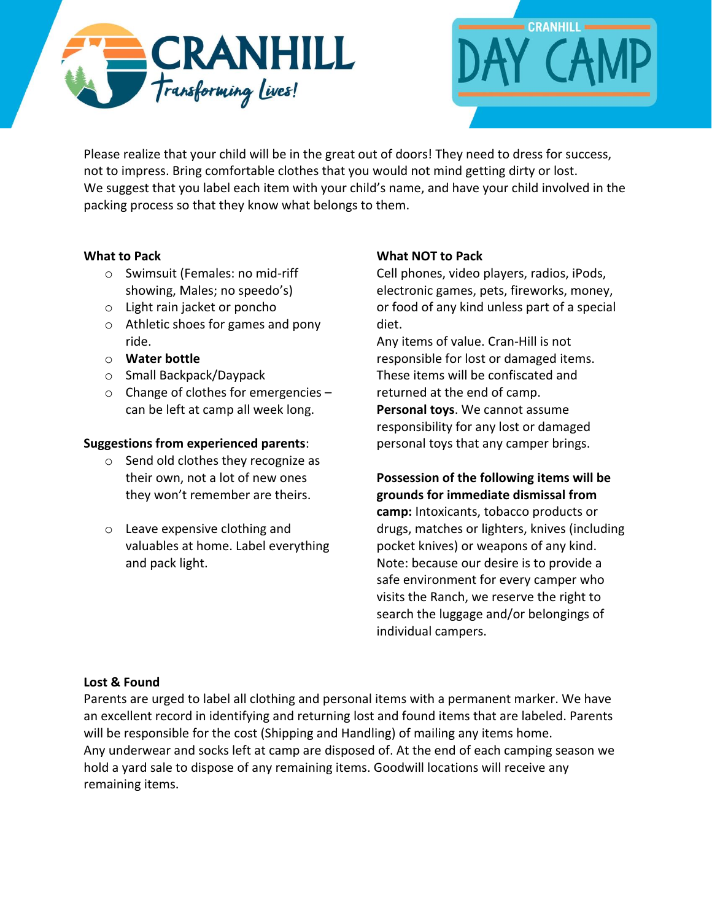CRANHILL
Transforming Lives!

CRANHILL
DAY CAMP

Please realize that your child will be in the great out of doors! They need to dress for success, not to impress. Bring comfortable clothes that you would not mind getting dirty or lost.
We suggest that you label each item with your child's name, and have your child involved in the packing process so that they know what belongs to them.

**What to Pack**

- Swimsuit (Females: no mid-riff showing, Males; no speedo's)
- Light rain jacket or poncho
- Athletic shoes for games and pony ride.
- **Water bottle**
- Small Backpack/Daypack
- Change of clothes for emergencies – can be left at camp all week long.

**Suggestions from experienced parents**:

- Send old clothes they recognize as their own, not a lot of new ones they won't remember are theirs.
- Leave expensive clothing and valuables at home. Label everything and pack light.

**What NOT to Pack**

Cell phones, video players, radios, iPods, electronic games, pets, fireworks, money, or food of any kind unless part of a special diet.
Any items of value. Cran-Hill is not responsible for lost or damaged items. These items will be confiscated and returned at the end of camp.
**Personal toys**. We cannot assume responsibility for any lost or damaged personal toys that any camper brings.

**Possession of the following items will be grounds for immediate dismissal from camp:** Intoxicants, tobacco products or drugs, matches or lighters, knives (including pocket knives) or weapons of any kind.
Note: because our desire is to provide a safe environment for every camper who visits the Ranch, we reserve the right to search the luggage and/or belongings of individual campers.

**Lost & Found**

Parents are urged to label all clothing and personal items with a permanent marker. We have an excellent record in identifying and returning lost and found items that are labeled. Parents will be responsible for the cost (Shipping and Handling) of mailing any items home.
Any underwear and socks left at camp are disposed of. At the end of each camping season we hold a yard sale to dispose of any remaining items. Goodwill locations will receive any remaining items.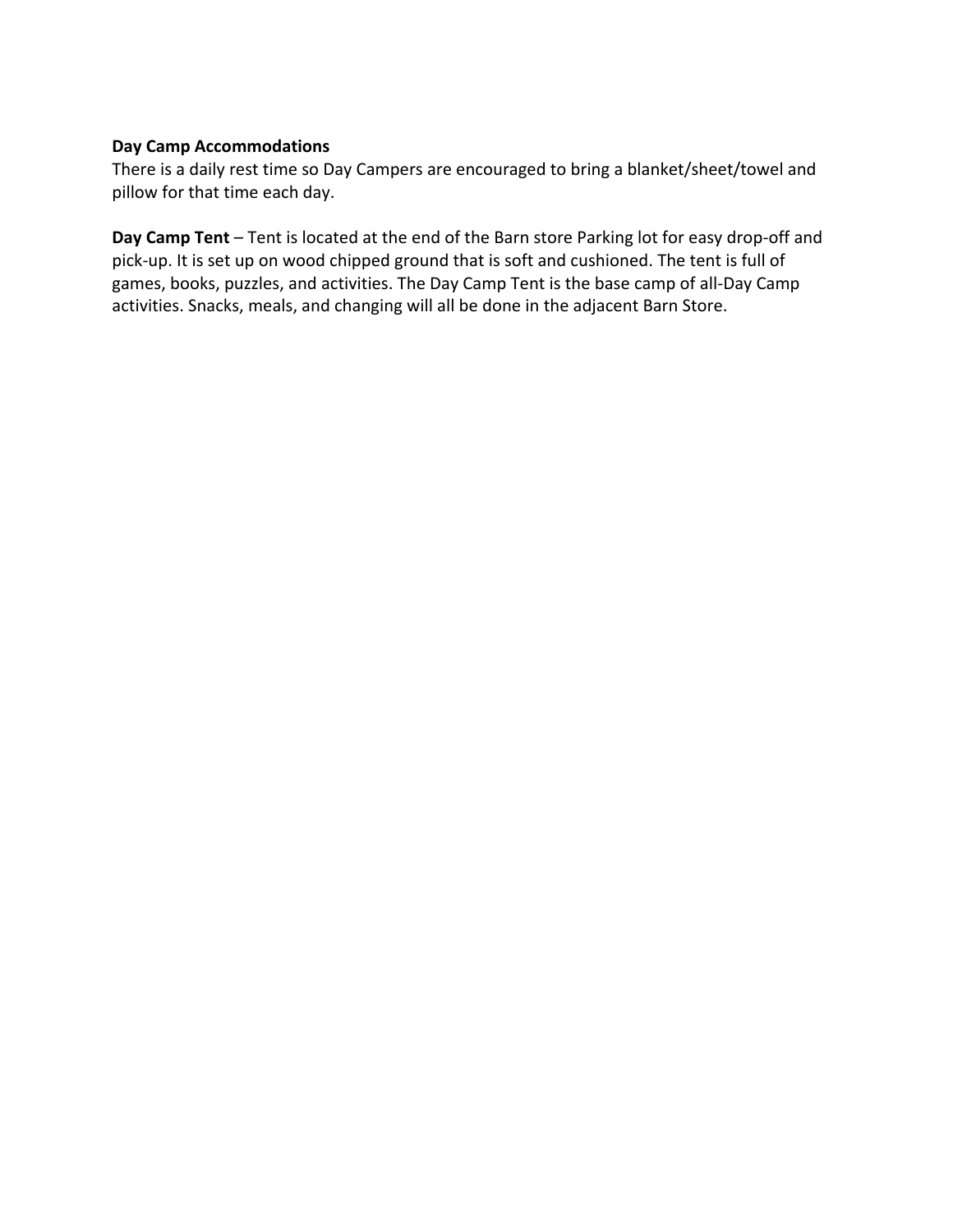**Day Camp Accommodations**

There is a daily rest time so Day Campers are encouraged to bring a blanket/sheet/towel and pillow for that time each day.

**Day Camp Tent** – Tent is located at the end of the Barn store Parking lot for easy drop-off and pick-up. It is set up on wood chipped ground that is soft and cushioned. The tent is full of games, books, puzzles, and activities. The Day Camp Tent is the base camp of all-Day Camp activities. Snacks, meals, and changing will all be done in the adjacent Barn Store.